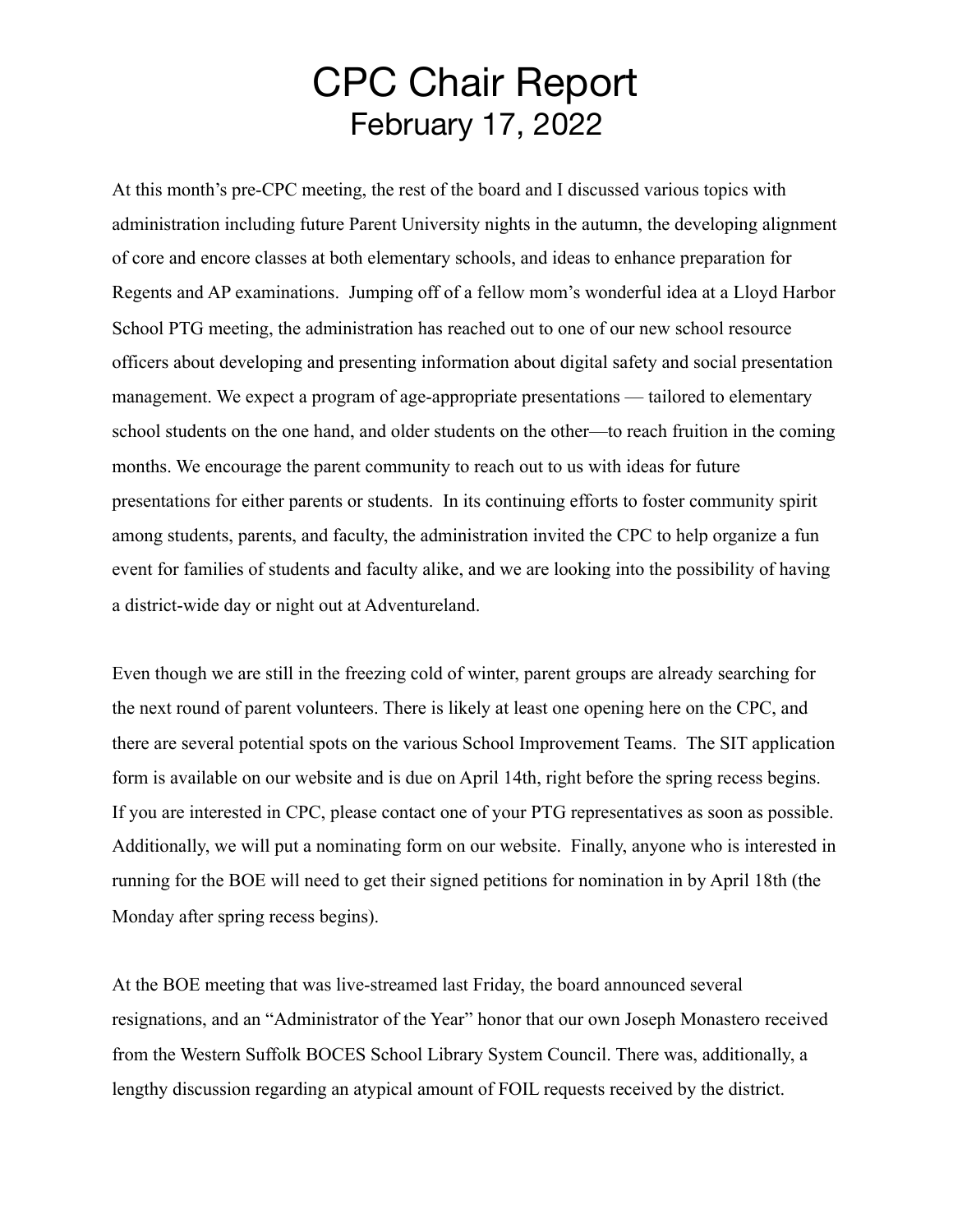# CPC Chair Report

## February 17, 2022

At this month's pre-CPC meeting, the rest of the board and I discussed various topics with administration including future Parent University nights in the autumn, the developing alignment of core and encore classes at both elementary schools, and ideas to enhance preparation for Regents and AP examinations. Jumping off of a fellow mom's wonderful idea at a Lloyd Harbor School PTG meeting, the administration has reached out to one of our new school resource officers about developing and presenting information about digital safety and social presentation management. We expect a program of age-appropriate presentations — tailored to elementary school students on the one hand, and older students on the other—to reach fruition in the coming months. We encourage the parent community to reach out to us with ideas for future presentations for either parents or students. In its continuing efforts to foster community spirit among students, parents, and faculty, the administration invited the CPC to help organize a fun event for families of students and faculty alike, and we are looking into the possibility of having a district-wide day or night out at Adventureland.

Even though we are still in the freezing cold of winter, parent groups are already searching for the next round of parent volunteers. There is likely at least one opening here on the CPC, and there are several potential spots on the various School Improvement Teams. The SIT application form is available on our website and is due on April 14th, right before the spring recess begins. If you are interested in CPC, please contact one of your PTG representatives as soon as possible. Additionally, we will put a nominating form on our website. Finally, anyone who is interested in running for the BOE will need to get their signed petitions for nomination in by April 18th (the Monday after spring recess begins).

At the BOE meeting that was live-streamed last Friday, the board announced several resignations, and an "Administrator of the Year" honor that our own Joseph Monastero received from the Western Suffolk BOCES School Library System Council. There was, additionally, a lengthy discussion regarding an atypical amount of FOIL requests received by the district.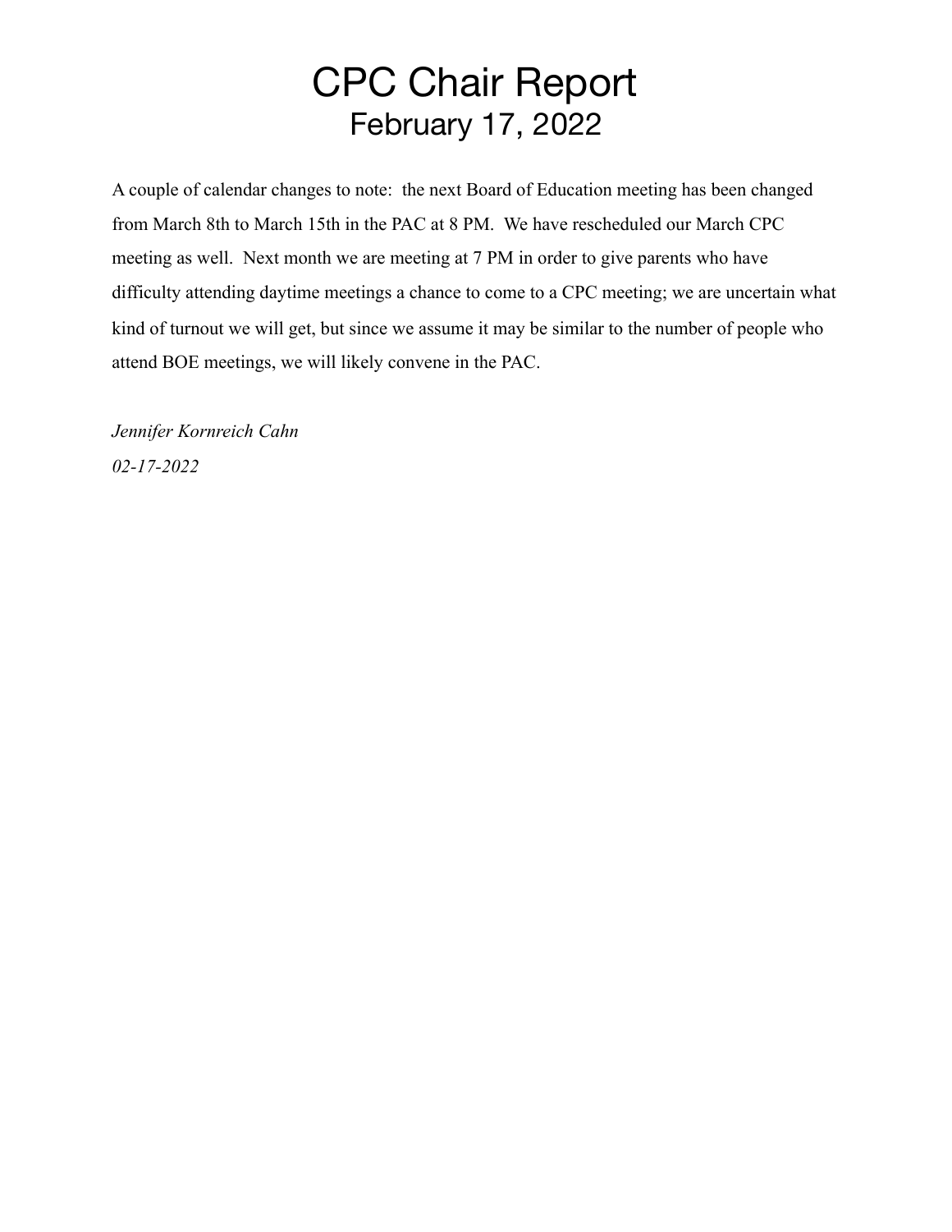# CPC Chair Report
## February 17, 2022

A couple of calendar changes to note: the next Board of Education meeting has been changed from March 8th to March 15th in the PAC at 8 PM. We have rescheduled our March CPC meeting as well. Next month we are meeting at 7 PM in order to give parents who have difficulty attending daytime meetings a chance to come to a CPC meeting; we are uncertain what kind of turnout we will get, but since we assume it may be similar to the number of people who attend BOE meetings, we will likely convene in the PAC.

*Jennifer Kornreich Cahn*
*02-17-2022*